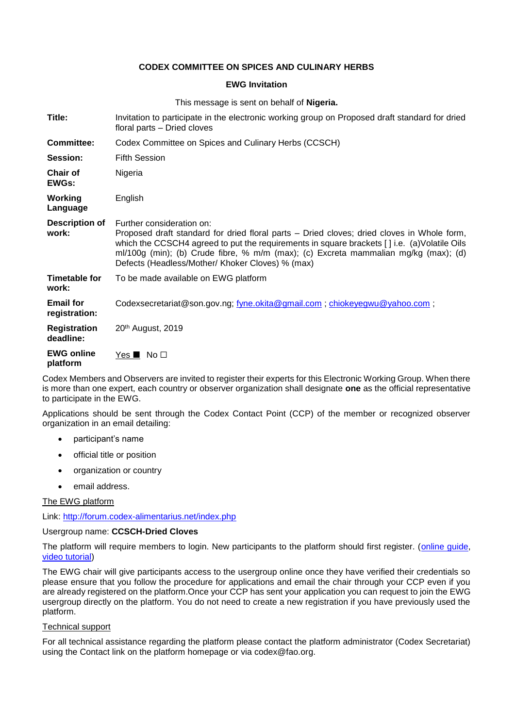**CODEX COMMITTEE ON SPICES AND CULINARY HERBS**

**EWG Invitation**

This message is sent on behalf of **Nigeria.**

| | |
|---|---|
| **Title:** | Invitation to participate in the electronic working group on Proposed draft standard for dried floral parts – Dried cloves |
| **Committee:** | Codex Committee on Spices and Culinary Herbs (CCSCH) |
| **Session:** | Fifth Session |
| **Chair of EWGs:** | Nigeria |
| **Working Language** | English |
| **Description of work:** | Further consideration on: Proposed draft standard for dried floral parts – Dried cloves; dried cloves in Whole form, which the CCSCH4 agreed to put the requirements in square brackets [ ] i.e. (a)Volatile Oils ml/100g (min); (b) Crude fibre, % m/m (max); (c) Excreta mammalian mg/kg (max); (d) Defects (Headless/Mother/ Khoker Cloves) % (max) |
| **Timetable for work:** | To be made available on EWG platform |
| **Email for registration:** | Codexsecretariat@son.gov.ng; fyne.okita@gmail.com ; chiokeyegwu@yahoo.com ; |
| **Registration deadline:** | 20th August, 2019 |
| **EWG online platform** | Yes ■ No ☐ |

Codex Members and Observers are invited to register their experts for this Electronic Working Group. When there is more than one expert, each country or observer organization shall designate **one** as the official representative to participate in the EWG.

Applications should be sent through the Codex Contact Point (CCP) of the member or recognized observer organization in an email detailing:

- participant's name
- official title or position
- organization or country
- email address.

The EWG platform

Link: http://forum.codex-alimentarius.net/index.php

Usergroup name: **CCSCH-Dried Cloves**

The platform will require members to login. New participants to the platform should first register. (online guide, video tutorial)

The EWG chair will give participants access to the usergroup online once they have verified their credentials so please ensure that you follow the procedure for applications and email the chair through your CCP even if you are already registered on the platform.Once your CCP has sent your application you can request to join the EWG usergroup directly on the platform. You do not need to create a new registration if you have previously used the platform.

Technical support

For all technical assistance regarding the platform please contact the platform administrator (Codex Secretariat) using the Contact link on the platform homepage or via codex@fao.org.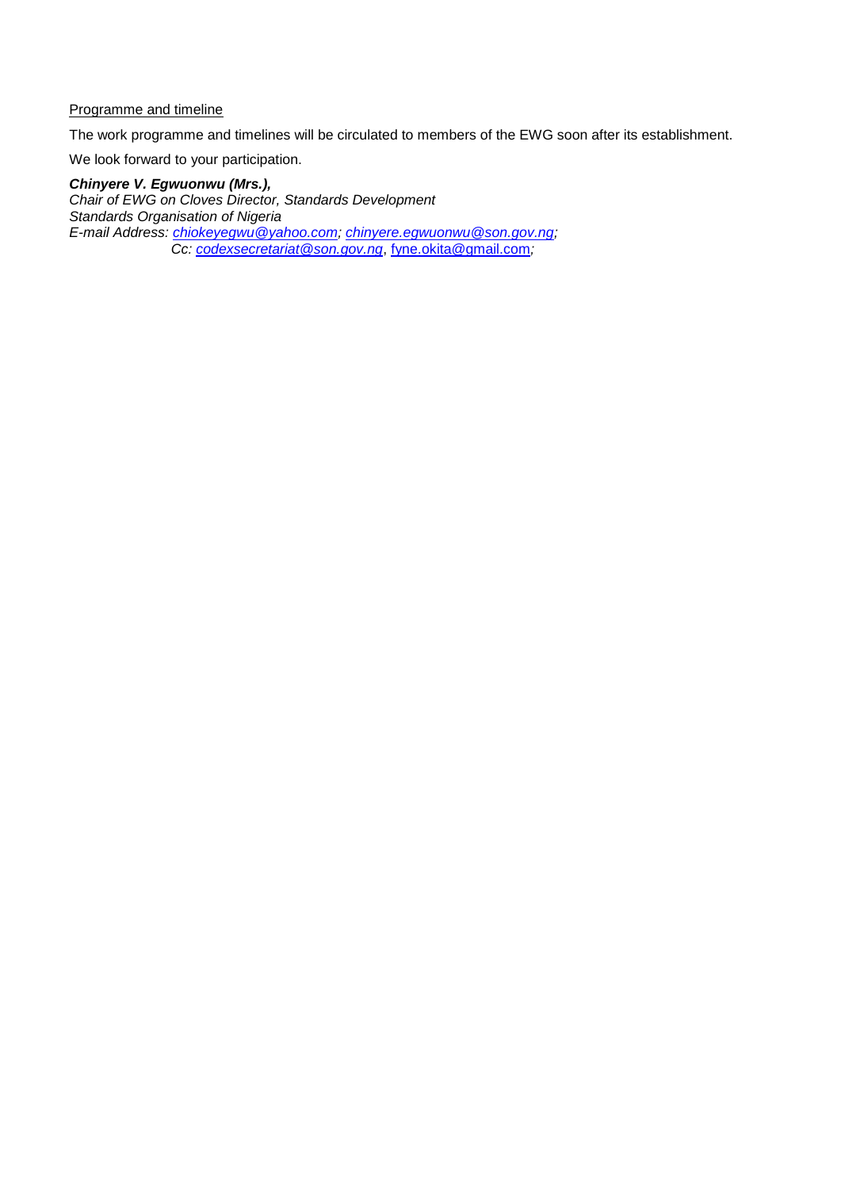Programme and timeline

The work programme and timelines will be circulated to members of the EWG soon after its establishment.

We look forward to your participation.

***Chinyere V. Egwuonwu (Mrs.),***
*Chair of EWG on Cloves Director, Standards Development*
*Standards Organisation of Nigeria*
*E-mail Address: chiokeyegwu@yahoo.com; chinyere.egwuonwu@son.gov.ng;*
*Cc: codexsecretariat@son.gov.ng*, fyne.okita@gmail.com*;*